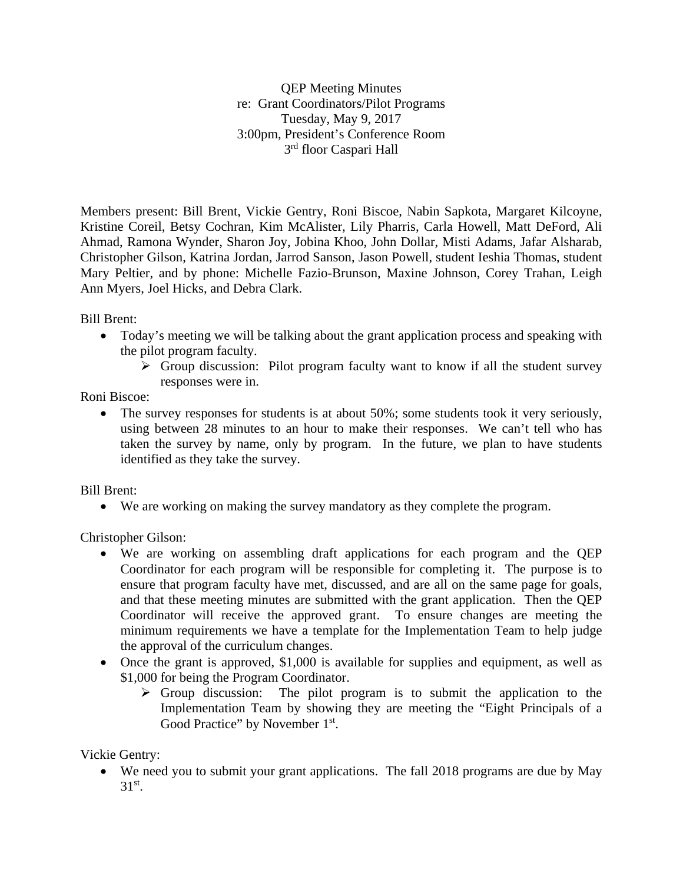QEP Meeting Minutes
re: Grant Coordinators/Pilot Programs
Tuesday, May 9, 2017
3:00pm, President's Conference Room
3rd floor Caspari Hall

Members present: Bill Brent, Vickie Gentry, Roni Biscoe, Nabin Sapkota, Margaret Kilcoyne, Kristine Coreil, Betsy Cochran, Kim McAlister, Lily Pharris, Carla Howell, Matt DeFord, Ali Ahmad, Ramona Wynder, Sharon Joy, Jobina Khoo, John Dollar, Misti Adams, Jafar Alsharab, Christopher Gilson, Katrina Jordan, Jarrod Sanson, Jason Powell, student Ieshia Thomas, student Mary Peltier, and by phone: Michelle Fazio-Brunson, Maxine Johnson, Corey Trahan, Leigh Ann Myers, Joel Hicks, and Debra Clark.

Bill Brent:

- Today's meeting we will be talking about the grant application process and speaking with the pilot program faculty.
  - Group discussion: Pilot program faculty want to know if all the student survey responses were in.

Roni Biscoe:

- The survey responses for students is at about 50%; some students took it very seriously, using between 28 minutes to an hour to make their responses. We can't tell who has taken the survey by name, only by program. In the future, we plan to have students identified as they take the survey.

Bill Brent:

- We are working on making the survey mandatory as they complete the program.

Christopher Gilson:

- We are working on assembling draft applications for each program and the QEP Coordinator for each program will be responsible for completing it. The purpose is to ensure that program faculty have met, discussed, and are all on the same page for goals, and that these meeting minutes are submitted with the grant application. Then the QEP Coordinator will receive the approved grant. To ensure changes are meeting the minimum requirements we have a template for the Implementation Team to help judge the approval of the curriculum changes.
- Once the grant is approved, $1,000 is available for supplies and equipment, as well as $1,000 for being the Program Coordinator.
  - Group discussion: The pilot program is to submit the application to the Implementation Team by showing they are meeting the "Eight Principals of a Good Practice" by November 1st.

Vickie Gentry:

- We need you to submit your grant applications. The fall 2018 programs are due by May 31st.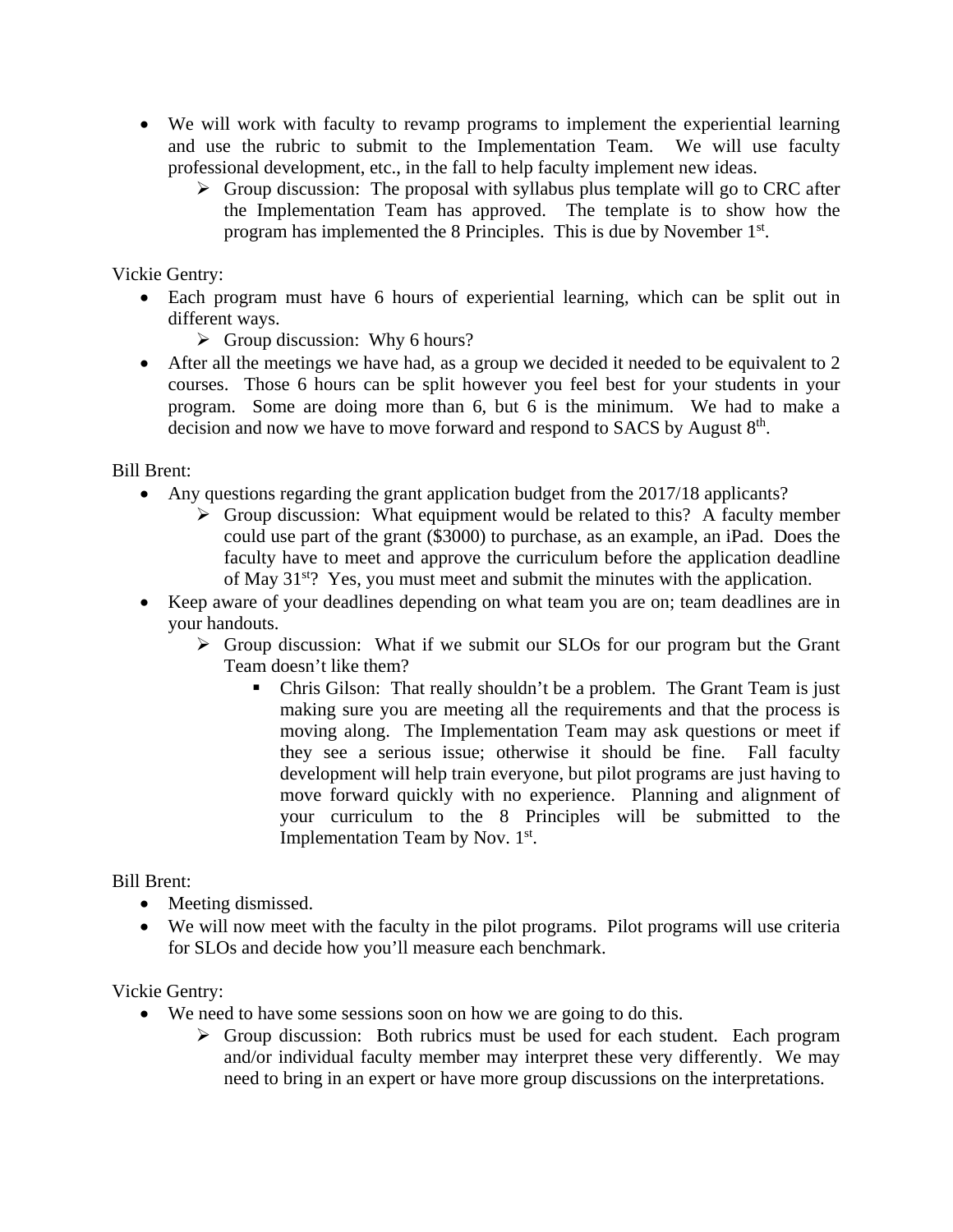- We will work with faculty to revamp programs to implement the experiential learning and use the rubric to submit to the Implementation Team. We will use faculty professional development, etc., in the fall to help faculty implement new ideas.
  - Group discussion: The proposal with syllabus plus template will go to CRC after the Implementation Team has approved. The template is to show how the program has implemented the 8 Principles. This is due by November 1st.

Vickie Gentry:

- Each program must have 6 hours of experiential learning, which can be split out in different ways.
  - Group discussion: Why 6 hours?
- After all the meetings we have had, as a group we decided it needed to be equivalent to 2 courses. Those 6 hours can be split however you feel best for your students in your program. Some are doing more than 6, but 6 is the minimum. We had to make a decision and now we have to move forward and respond to SACS by August 8th.

Bill Brent:

- Any questions regarding the grant application budget from the 2017/18 applicants?
  - Group discussion: What equipment would be related to this? A faculty member could use part of the grant ($3000) to purchase, as an example, an iPad. Does the faculty have to meet and approve the curriculum before the application deadline of May 31st? Yes, you must meet and submit the minutes with the application.
- Keep aware of your deadlines depending on what team you are on; team deadlines are in your handouts.
  - Group discussion: What if we submit our SLOs for our program but the Grant Team doesn't like them?
    - Chris Gilson: That really shouldn't be a problem. The Grant Team is just making sure you are meeting all the requirements and that the process is moving along. The Implementation Team may ask questions or meet if they see a serious issue; otherwise it should be fine. Fall faculty development will help train everyone, but pilot programs are just having to move forward quickly with no experience. Planning and alignment of your curriculum to the 8 Principles will be submitted to the Implementation Team by Nov. 1st.

Bill Brent:

- Meeting dismissed.
- We will now meet with the faculty in the pilot programs. Pilot programs will use criteria for SLOs and decide how you'll measure each benchmark.

Vickie Gentry:

- We need to have some sessions soon on how we are going to do this.
  - Group discussion: Both rubrics must be used for each student. Each program and/or individual faculty member may interpret these very differently. We may need to bring in an expert or have more group discussions on the interpretations.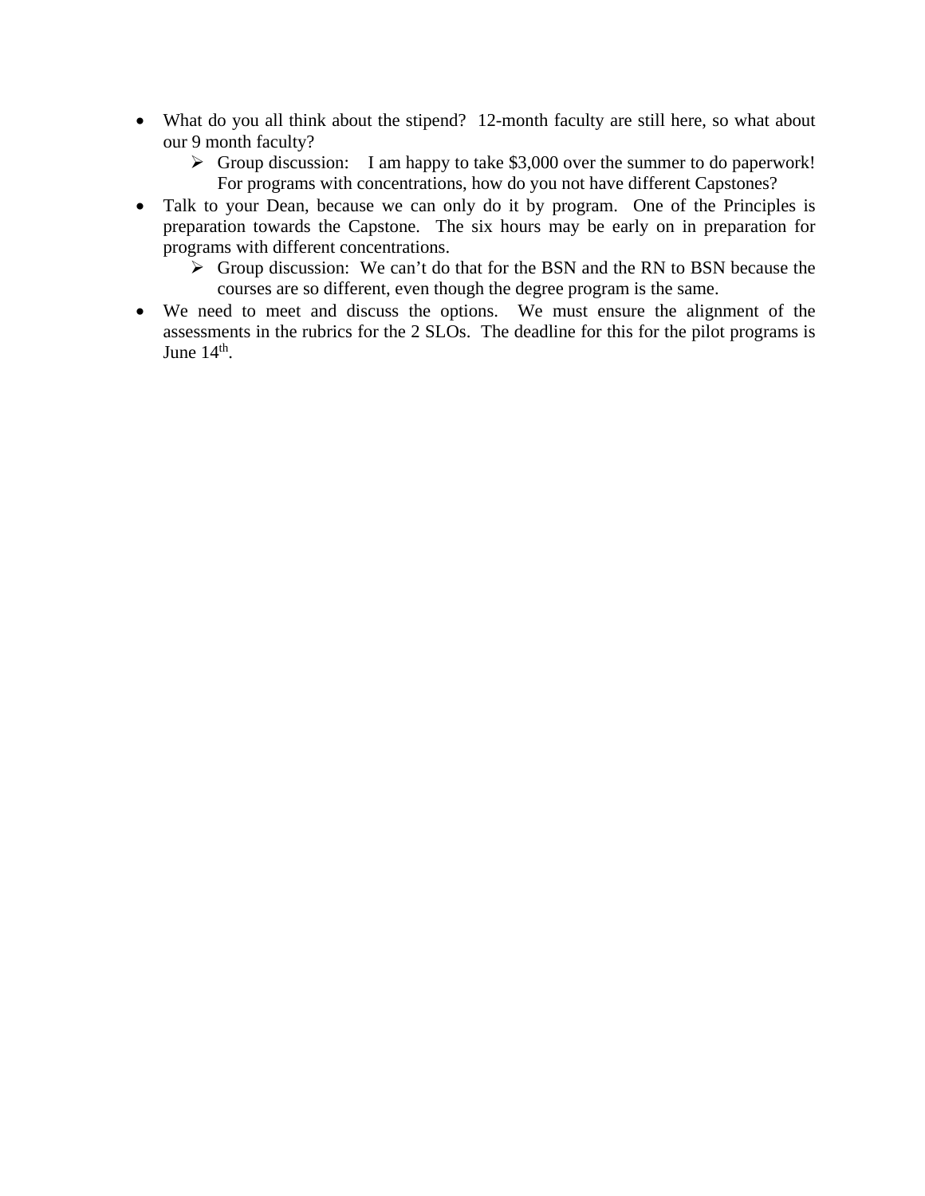- What do you all think about the stipend? 12-month faculty are still here, so what about our 9 month faculty?
  - Group discussion: I am happy to take $3,000 over the summer to do paperwork! For programs with concentrations, how do you not have different Capstones?
- Talk to your Dean, because we can only do it by program. One of the Principles is preparation towards the Capstone. The six hours may be early on in preparation for programs with different concentrations.
  - Group discussion: We can't do that for the BSN and the RN to BSN because the courses are so different, even though the degree program is the same.
- We need to meet and discuss the options. We must ensure the alignment of the assessments in the rubrics for the 2 SLOs. The deadline for this for the pilot programs is June 14th.